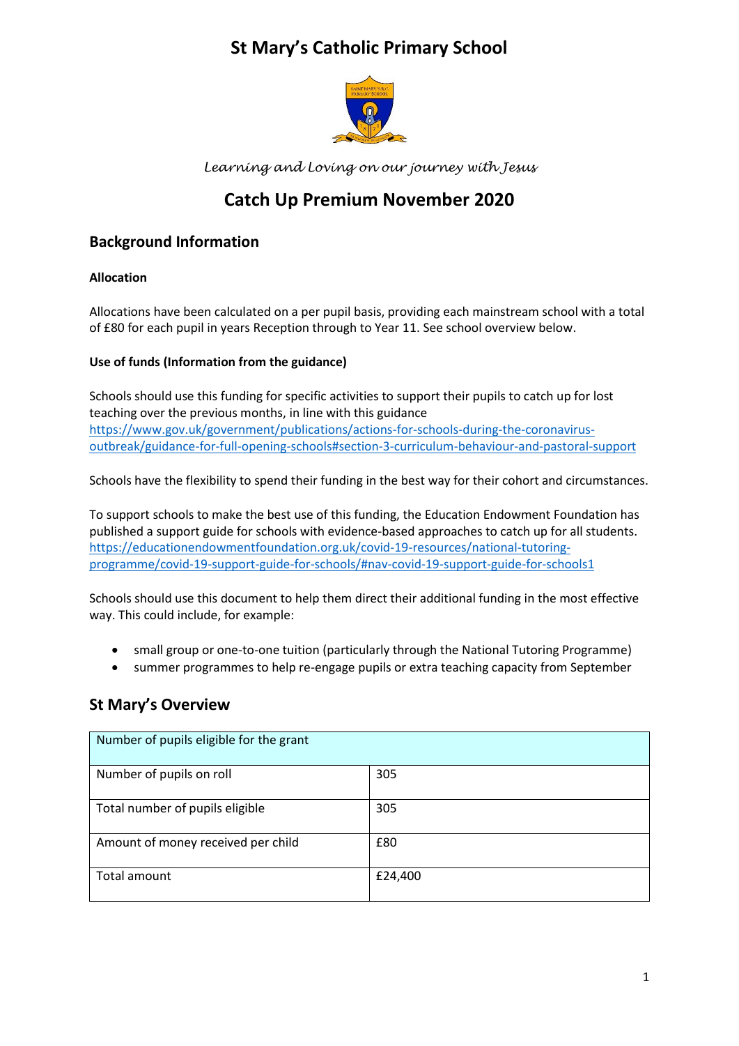# St Mary's Catholic Primary School

*Learning and Loving on our journey with Jesus*

## Catch Up Premium November 2020

### Background Information

**Allocation**

Allocations have been calculated on a per pupil basis, providing each mainstream school with a total of £80 for each pupil in years Reception through to Year 11. See school overview below.

**Use of funds (Information from the guidance)**

Schools should use this funding for specific activities to support their pupils to catch up for lost teaching over the previous months, in line with this guidance https://www.gov.uk/government/publications/actions-for-schools-during-the-coronavirus-outbreak/guidance-for-full-opening-schools#section-3-curriculum-behaviour-and-pastoral-support

Schools have the flexibility to spend their funding in the best way for their cohort and circumstances.

To support schools to make the best use of this funding, the Education Endowment Foundation has published a support guide for schools with evidence-based approaches to catch up for all students. https://educationendowmentfoundation.org.uk/covid-19-resources/national-tutoring-programme/covid-19-support-guide-for-schools/#nav-covid-19-support-guide-for-schools1

Schools should use this document to help them direct their additional funding in the most effective way. This could include, for example:

- small group or one-to-one tuition (particularly through the National Tutoring Programme)
- summer programmes to help re-engage pupils or extra teaching capacity from September

### St Mary's Overview

| Number of pupils eligible for the grant | |
|---|---|
| Number of pupils on roll | 305 |
| Total number of pupils eligible | 305 |
| Amount of money received per child | £80 |
| Total amount | £24,400 |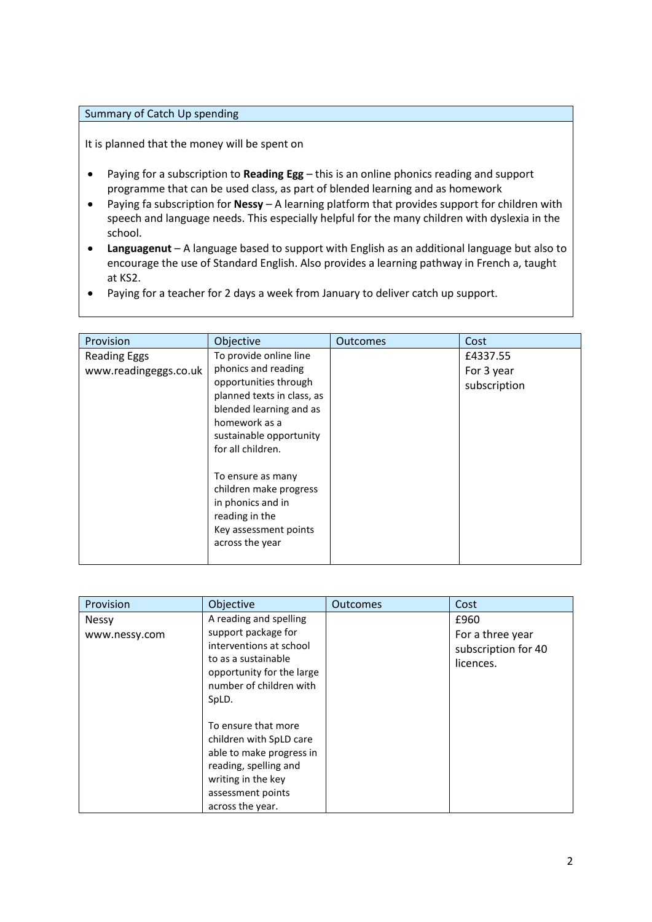| Summary of Catch Up spending |
|---|
| It is planned that the money will be spent on<br><br>• Paying for a subscription to **Reading Egg** – this is an online phonics reading and support programme that can be used class, as part of blended learning and as homework<br>• Paying fa subscription for **Nessy** – A learning platform that provides support for children with speech and language needs. This especially helpful for the many children with dyslexia in the school.<br>• **Languagenut** – A language based to support with English as an additional language but also to encourage the use of Standard English. Also provides a learning pathway in French a, taught at KS2.<br>• Paying for a teacher for 2 days a week from January to deliver catch up support. |

| Provision | Objective | Outcomes | Cost |
|---|---|---|---|
| Reading Eggs<br>www.readingeggs.co.uk | To provide online line phonics and reading opportunities through planned texts in class, as blended learning and as homework as a sustainable opportunity for all children.<br><br>To ensure as many children make progress in phonics and in reading in the Key assessment points across the year | | £4337.55<br>For 3 year subscription |

| Provision | Objective | Outcomes | Cost |
|---|---|---|---|
| Nessy<br>www.nessy.com | A reading and spelling support package for interventions at school to as a sustainable opportunity for the large number of children with SpLD.<br><br>To ensure that more children with SpLD care able to make progress in reading, spelling and writing in the key assessment points across the year. | | £960<br>For a three year subscription for 40 licences. |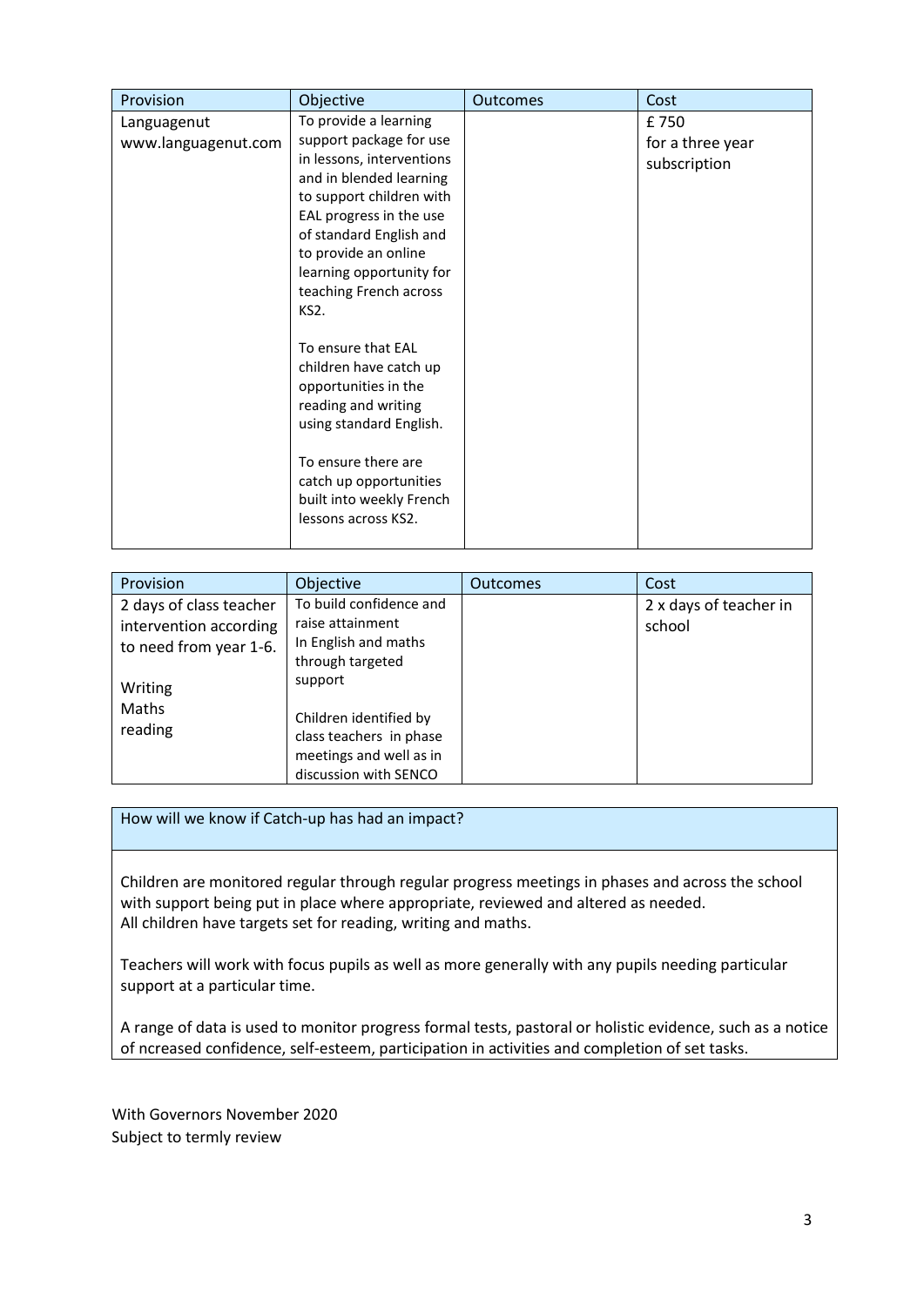| Provision | Objective | Outcomes | Cost |
|---|---|---|---|
| Languagenut www.languagenut.com | To provide a learning support package for use in lessons, interventions and in blended learning to support children with EAL progress in the use of standard English and to provide an online learning opportunity for teaching French across KS2.<br><br>To ensure that EAL children have catch up opportunities in the reading and writing using standard English.<br><br>To ensure there are catch up opportunities built into weekly French lessons across KS2. | | £ 750 for a three year subscription |

| Provision | Objective | Outcomes | Cost |
|---|---|---|---|
| 2 days of class teacher intervention according to need from year 1-6.<br><br>Writing<br>Maths<br>reading | To build confidence and raise attainment In English and maths through targeted support<br><br>Children identified by class teachers in phase meetings and well as in discussion with SENCO | | 2 x days of teacher in school |

| How will we know if Catch-up has had an impact? |
|---|
| Children are monitored regular through regular progress meetings in phases and across the school with support being put in place where appropriate, reviewed and altered as needed.<br>All children have targets set for reading, writing and maths.<br><br>Teachers will work with focus pupils as well as more generally with any pupils needing particular support at a particular time.<br><br>A range of data is used to monitor progress formal tests, pastoral or holistic evidence, such as a notice of ncreased confidence, self-esteem, participation in activities and completion of set tasks. |

With Governors November 2020
Subject to termly review